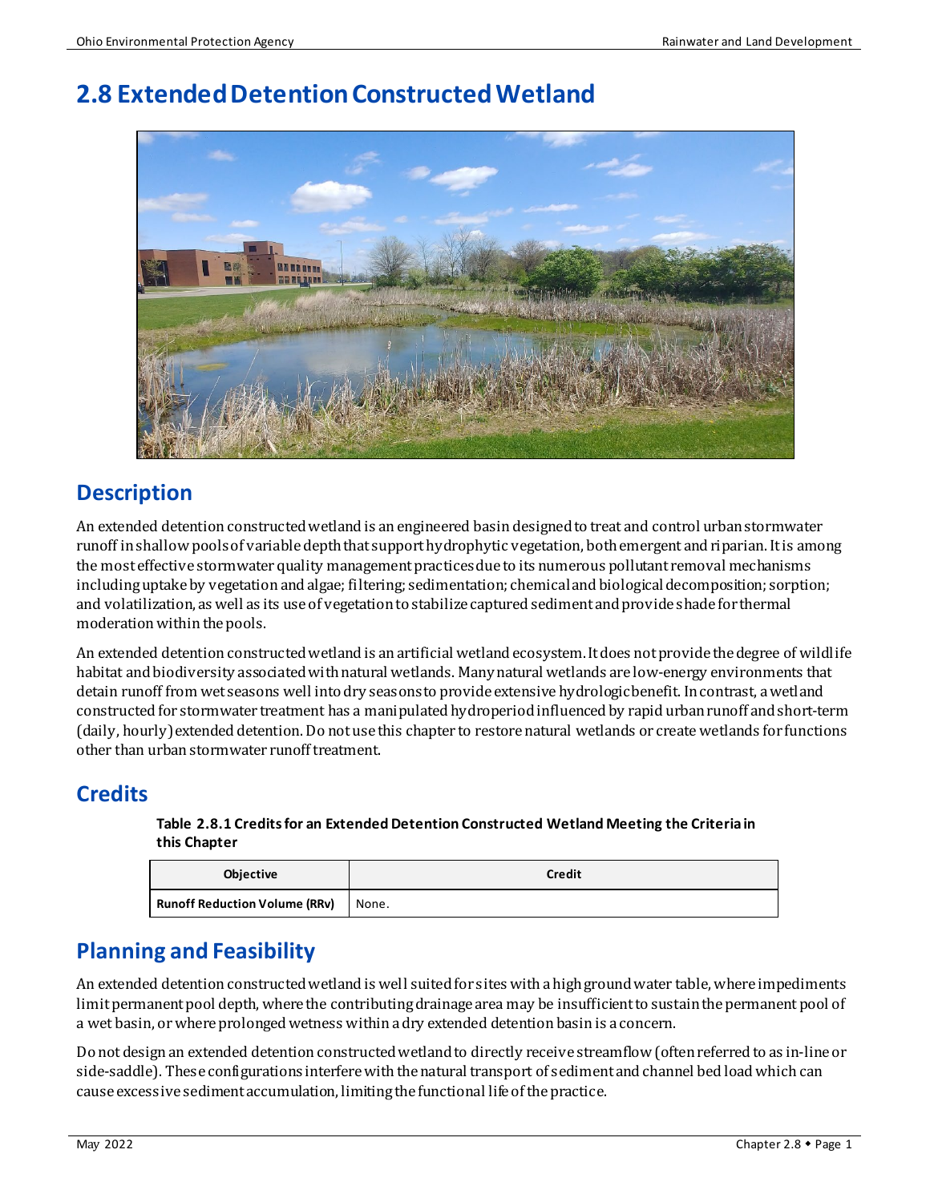# 2.8 Extended Detention Constructed Wetland

## Description

An extended detention constructed wetland is an engineered basin designed to treat and control urban stormwater runoff in shallow pools of variable depth that support hydrophytic vegetation, both emergent and riparian. It is among the most effective stormwater quality management practices due to its numerous pollutant removal mechanisms including uptake by vegetation and algae; filtering; sedimentation; chemical and biological decomposition; sorption; and volatilization, as well as its use of vegetation to stabilize captured sediment and provide shade for thermal moderation within the pools.

An extended detention constructed wetland is an artificial wetland ecosystem. It does not provide the degree of wildlife habitat and biodiversity associated with natural wetlands. Many natural wetlands are low-energy environments that detain runoff from wet seasons well into dry seasons to provide extensive hydrologic benefit. In contrast, a wetland constructed for stormwater treatment has a manipulated hydroperiod influenced by rapid urban runoff and short-term (daily, hourly) extended detention. Do not use this chapter to restore natural wetlands or create wetlands for functions other than urban stormwater runoff treatment.

## Credits

**Table 2.8.1 Credits for an Extended Detention Constructed Wetland Meeting the Criteria in this Chapter**

| Objective | Credit |
|---|---|
| **Runoff Reduction Volume (RRv)** | None. |

## Planning and Feasibility

An extended detention constructed wetland is well suited for sites with a high groundwater table, where impediments limit permanent pool depth, where the contributing drainage area may be insufficient to sustain the permanent pool of a wet basin, or where prolonged wetness within a dry extended detention basin is a concern.

Do not design an extended detention constructed wetland to directly receive streamflow (often referred to as in-line or side-saddle). These configurations interfere with the natural transport of sediment and channel bed load which can cause excessive sediment accumulation, limiting the functional life of the practice.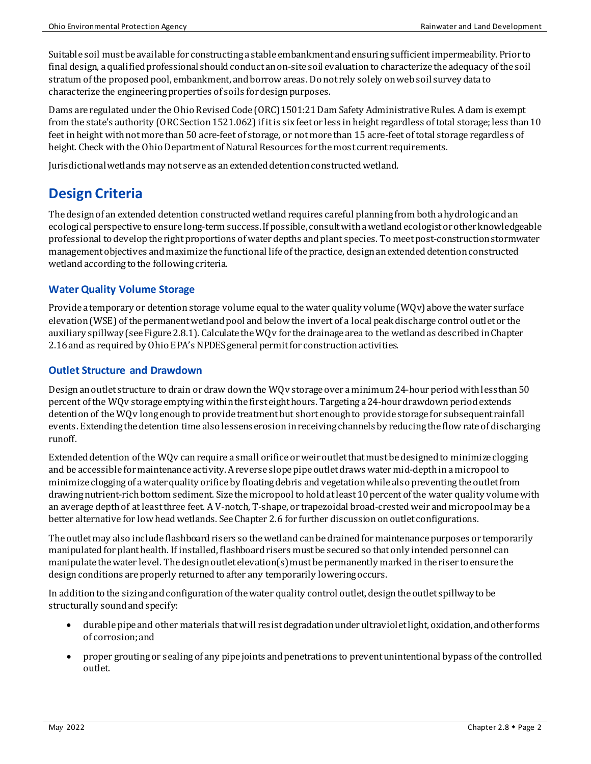Suitable soil must be available for constructing a stable embankment and ensuring sufficient impermeability. Prior to final design, a qualified professional should conduct an on-site soil evaluation to characterize the adequacy of the soil stratum of the proposed pool, embankment, and borrow areas. Do not rely solely on web soil survey data to characterize the engineering properties of soils for design purposes.

Dams are regulated under the Ohio Revised Code (ORC) 1501:21 Dam Safety Administrative Rules. A dam is exempt from the state's authority (ORC Section 1521.062) if it is six feet or less in height regardless of total storage; less than 10 feet in height with not more than 50 acre-feet of storage, or not more than 15 acre-feet of total storage regardless of height. Check with the Ohio Department of Natural Resources for the most current requirements.

Jurisdictional wetlands may not serve as an extended detention constructed wetland.

## Design Criteria

The design of an extended detention constructed wetland requires careful planning from both a hydrologic and an ecological perspective to ensure long-term success. If possible, consult with a wetland ecologist or other knowledgeable professional to develop the right proportions of water depths and plant species. To meet post-construction stormwater management objectives and maximize the functional life of the practice, design an extended detention constructed wetland according to the following criteria.

### Water Quality Volume Storage

Provide a temporary or detention storage volume equal to the water quality volume (WQv) above the water surface elevation (WSE) of the permanent wetland pool and below the invert of a local peak discharge control outlet or the auxiliary spillway (see Figure 2.8.1). Calculate the WQv for the drainage area to the wetland as described in Chapter 2.16 and as required by Ohio EPA's NPDES general permit for construction activities.

### Outlet Structure and Drawdown

Design an outlet structure to drain or draw down the WQv storage over a minimum 24-hour period with less than 50 percent of the WQv storage emptying within the first eight hours. Targeting a 24-hour drawdown period extends detention of the WQv long enough to provide treatment but short enough to provide storage for subsequent rainfall events. Extending the detention time also lessens erosion in receiving channels by reducing the flow rate of discharging runoff.

Extended detention of the WQv can require a small orifice or weir outlet that must be designed to minimize clogging and be accessible for maintenance activity. A reverse slope pipe outlet draws water mid-depth in a micropool to minimize clogging of a water quality orifice by floating debris and vegetation while also preventing the outlet from drawing nutrient-rich bottom sediment. Size the micropool to hold at least 10 percent of the water quality volume with an average depth of at least three feet. A V-notch, T-shape, or trapezoidal broad-crested weir and micropool may be a better alternative for low head wetlands. See Chapter 2.6 for further discussion on outlet configurations.

The outlet may also include flashboard risers so the wetland can be drained for maintenance purposes or temporarily manipulated for plant health. If installed, flashboard risers must be secured so that only intended personnel can manipulate the water level. The design outlet elevation(s) must be permanently marked in the riser to ensure the design conditions are properly returned to after any temporarily lowering occurs.

In addition to the sizing and configuration of the water quality control outlet, design the outlet spillway to be structurally sound and specify:

- durable pipe and other materials that will resist degradation under ultraviolet light, oxidation, and other forms of corrosion; and
- proper grouting or sealing of any pipe joints and penetrations to prevent unintentional bypass of the controlled outlet.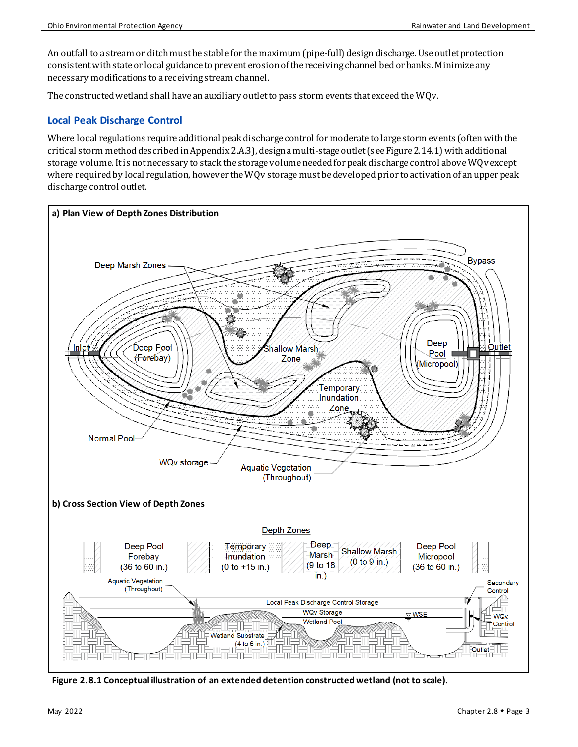An outfall to a stream or ditch must be stable for the maximum (pipe-full) design discharge. Use outlet protection consistent with state or local guidance to prevent erosion of the receiving channel bed or banks. Minimize any necessary modifications to a receiving stream channel.

The constructed wetland shall have an auxiliary outlet to pass storm events that exceed the WQv.

### Local Peak Discharge Control

Where local regulations require additional peak discharge control for moderate to large storm events (often with the critical storm method described in Appendix 2.A.3), design a multi-stage outlet (see Figure 2.14.1) with additional storage volume. It is not necessary to stack the storage volume needed for peak discharge control above WQv except where required by local regulation, however the WQv storage must be developed prior to activation of an upper peak discharge control outlet.

**Figure 2.8.1 Conceptual illustration of an extended detention constructed wetland (not to scale).**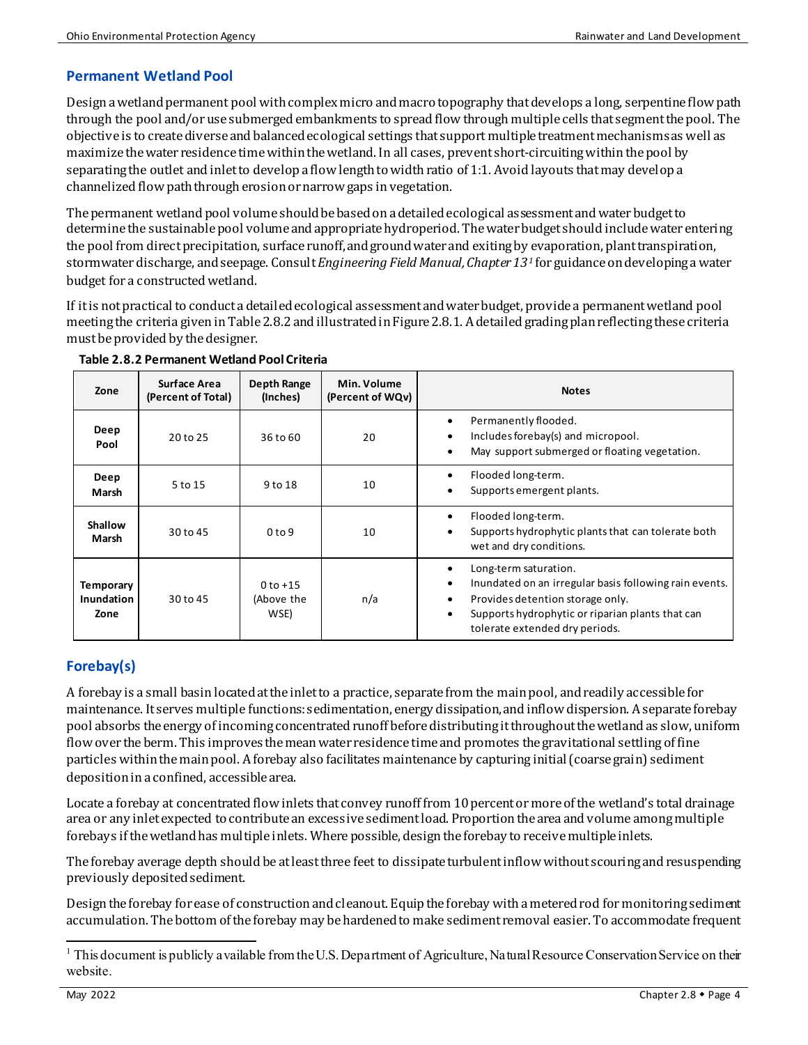## Permanent Wetland Pool

Design a wetland permanent pool with complex micro and macro topography that develops a long, serpentine flow path through the pool and/or use submerged embankments to spread flow through multiple cells that segment the pool. The objective is to create diverse and balanced ecological settings that support multiple treatment mechanisms as well as maximize the water residence time within the wetland. In all cases, prevent short-circuiting within the pool by separating the outlet and inlet to develop a flow length to width ratio of 1:1. Avoid layouts that may develop a channelized flow path through erosion or narrow gaps in vegetation.

The permanent wetland pool volume should be based on a detailed ecological assessment and water budget to determine the sustainable pool volume and appropriate hydroperiod. The water budget should include water entering the pool from direct precipitation, surface runoff, and groundwater and exiting by evaporation, plant transpiration, stormwater discharge, and seepage. Consult *Engineering Field Manual, Chapter 13*[1] for guidance on developing a water budget for a constructed wetland.

If it is not practical to conduct a detailed ecological assessment and water budget, provide a permanent wetland pool meeting the criteria given in Table 2.8.2 and illustrated in Figure 2.8.1. A detailed grading plan reflecting these criteria must be provided by the designer.

**Table 2.8.2 Permanent Wetland Pool Criteria**

| Zone | Surface Area (Percent of Total) | Depth Range (Inches) | Min. Volume (Percent of WQv) | Notes |
|---|---|---|---|---|
| **Deep Pool** | 20 to 25 | 36 to 60 | 20 | • Permanently flooded.<br>• Includes forebay(s) and micropool.<br>• May support submerged or floating vegetation. |
| **Deep Marsh** | 5 to 15 | 9 to 18 | 10 | • Flooded long-term.<br>• Supports emergent plants. |
| **Shallow Marsh** | 30 to 45 | 0 to 9 | 10 | • Flooded long-term.<br>• Supports hydrophytic plants that can tolerate both wet and dry conditions. |
| **Temporary Inundation Zone** | 30 to 45 | 0 to +15 (Above the WSE) | n/a | • Long-term saturation.<br>• Inundated on an irregular basis following rain events.<br>• Provides detention storage only.<br>• Supports hydrophytic or riparian plants that can tolerate extended dry periods. |

## Forebay(s)

A forebay is a small basin located at the inlet to a practice, separate from the main pool, and readily accessible for maintenance. It serves multiple functions: sedimentation, energy dissipation, and inflow dispersion. A separate forebay pool absorbs the energy of incoming concentrated runoff before distributing it throughout the wetland as slow, uniform flow over the berm. This improves the mean water residence time and promotes the gravitational settling of fine particles within the main pool. A forebay also facilitates maintenance by capturing initial (coarse grain) sediment deposition in a confined, accessible area.

Locate a forebay at concentrated flow inlets that convey runoff from 10 percent or more of the wetland's total drainage area or any inlet expected to contribute an excessive sediment load. Proportion the area and volume among multiple forebays if the wetland has multiple inlets. Where possible, design the forebay to receive multiple inlets.

The forebay average depth should be at least three feet to dissipate turbulent inflow without scouring and resuspending previously deposited sediment.

Design the forebay for ease of construction and cleanout. Equip the forebay with a metered rod for monitoring sediment accumulation. The bottom of the forebay may be hardened to make sediment removal easier. To accommodate frequent

[1] This document is publicly available from the U.S. Department of Agriculture, Natural Resource Conservation Service on their website.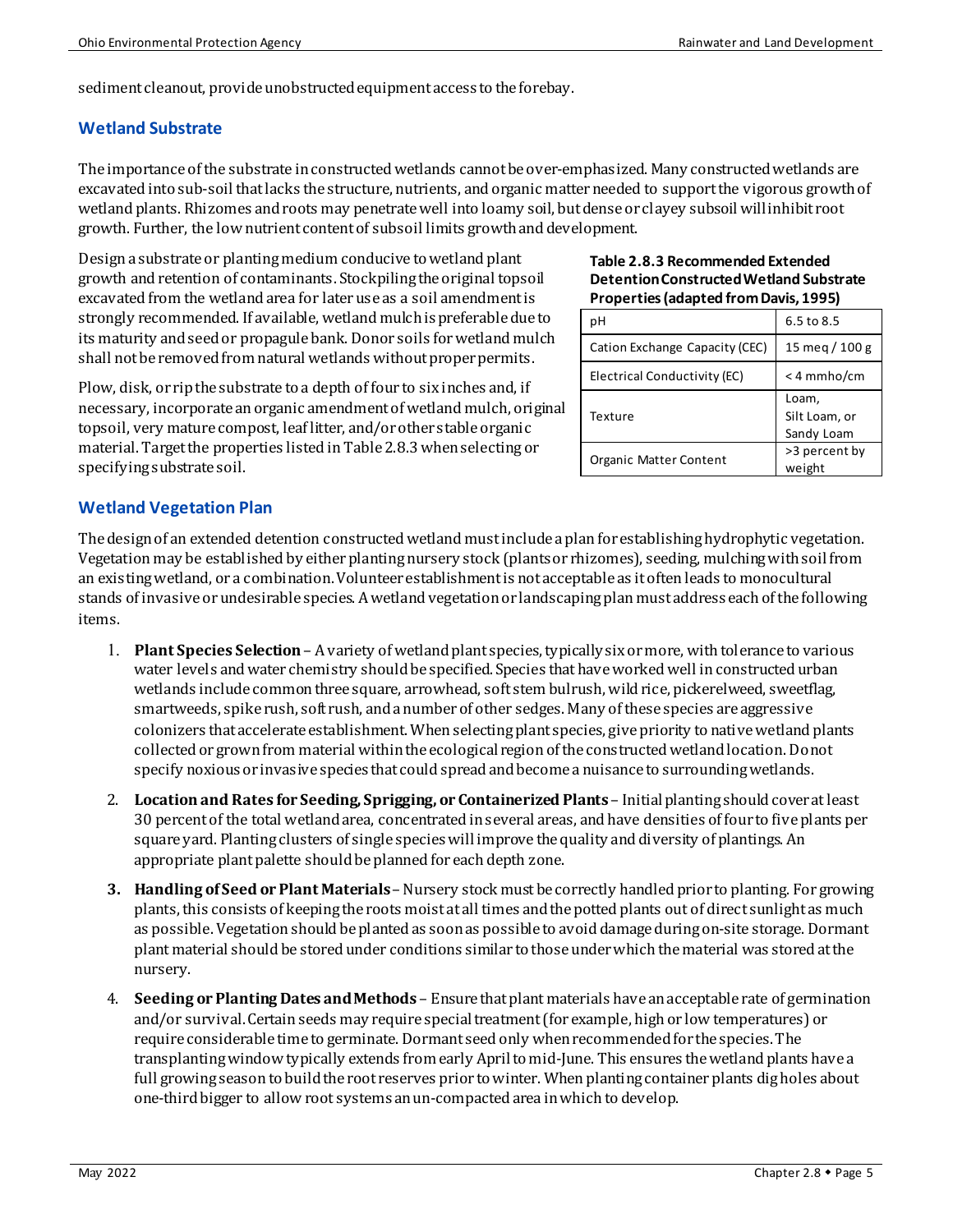sediment cleanout, provide unobstructed equipment access to the forebay.

## Wetland Substrate

The importance of the substrate in constructed wetlands cannot be over-emphasized. Many constructed wetlands are excavated into sub-soil that lacks the structure, nutrients, and organic matter needed to support the vigorous growth of wetland plants. Rhizomes and roots may penetrate well into loamy soil, but dense or clayey subsoil will inhibit root growth. Further, the low nutrient content of subsoil limits growth and development.

Design a substrate or planting medium conducive to wetland plant growth and retention of contaminants. Stockpiling the original topsoil excavated from the wetland area for later use as a soil amendment is strongly recommended. If available, wetland mulch is preferable due to its maturity and seed or propagule bank. Donor soils for wetland mulch shall not be removed from natural wetlands without proper permits.

Plow, disk, or rip the substrate to a depth of four to six inches and, if necessary, incorporate an organic amendment of wetland mulch, original topsoil, very mature compost, leaf litter, and/or other stable organic material. Target the properties listed in Table 2.8.3 when selecting or specifying substrate soil.

**Table 2.8.3 Recommended Extended Detention Constructed Wetland Substrate Properties (adapted from Davis, 1995)**

| | |
|---|---|
| pH | 6.5 to 8.5 |
| Cation Exchange Capacity (CEC) | 15 meq / 100 g |
| Electrical Conductivity (EC) | < 4 mmho/cm |
| Texture | Loam, Silt Loam, or Sandy Loam |
| Organic Matter Content | >3 percent by weight |

## Wetland Vegetation Plan

The design of an extended detention constructed wetland must include a plan for establishing hydrophytic vegetation. Vegetation may be established by either planting nursery stock (plants or rhizomes), seeding, mulching with soil from an existing wetland, or a combination. Volunteer establishment is not acceptable as it often leads to monocultural stands of invasive or undesirable species. A wetland vegetation or landscaping plan must address each of the following items.

1. **Plant Species Selection** – A variety of wetland plant species, typically six or more, with tolerance to various water levels and water chemistry should be specified. Species that have worked well in constructed urban wetlands include common three square, arrowhead, soft stem bulrush, wild rice, pickerelweed, sweetflag, smartweeds, spike rush, soft rush, and a number of other sedges. Many of these species are aggressive colonizers that accelerate establishment. When selecting plant species, give priority to native wetland plants collected or grown from material within the ecological region of the constructed wetland location. Do not specify noxious or invasive species that could spread and become a nuisance to surrounding wetlands.
2. **Location and Rates for Seeding, Sprigging, or Containerized Plants** – Initial planting should cover at least 30 percent of the total wetland area, concentrated in several areas, and have densities of four to five plants per square yard. Planting clusters of single species will improve the quality and diversity of plantings. An appropriate plant palette should be planned for each depth zone.
3. **Handling of Seed or Plant Materials** – Nursery stock must be correctly handled prior to planting. For growing plants, this consists of keeping the roots moist at all times and the potted plants out of direct sunlight as much as possible. Vegetation should be planted as soon as possible to avoid damage during on-site storage. Dormant plant material should be stored under conditions similar to those under which the material was stored at the nursery.
4. **Seeding or Planting Dates and Methods** – Ensure that plant materials have an acceptable rate of germination and/or survival. Certain seeds may require special treatment (for example, high or low temperatures) or require considerable time to germinate. Dormant seed only when recommended for the species. The transplanting window typically extends from early April to mid-June. This ensures the wetland plants have a full growing season to build the root reserves prior to winter. When planting container plants dig holes about one-third bigger to allow root systems an un-compacted area in which to develop.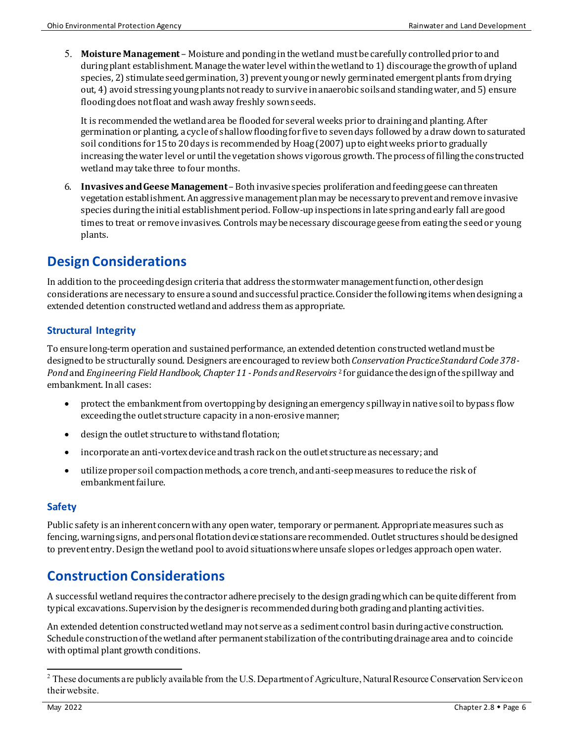5. **Moisture Management** – Moisture and ponding in the wetland must be carefully controlled prior to and during plant establishment. Manage the water level within the wetland to 1) discourage the growth of upland species, 2) stimulate seed germination, 3) prevent young or newly germinated emergent plants from drying out, 4) avoid stressing young plants not ready to survive in anaerobic soils and standing water, and 5) ensure flooding does not float and wash away freshly sown seeds.

   It is recommended the wetland area be flooded for several weeks prior to draining and planting. After germination or planting, a cycle of shallow flooding for five to seven days followed by a draw down to saturated soil conditions for 15 to 20 days is recommended by Hoag (2007) up to eight weeks prior to gradually increasing the water level or until the vegetation shows vigorous growth. The process of filling the constructed wetland may take three to four months.

6. **Invasives and Geese Management** – Both invasive species proliferation and feeding geese can threaten vegetation establishment. An aggressive management plan may be necessary to prevent and remove invasive species during the initial establishment period. Follow-up inspections in late spring and early fall are good times to treat or remove invasives. Controls may be necessary discourage geese from eating the seed or young plants.

## Design Considerations

In addition to the proceeding design criteria that address the stormwater management function, other design considerations are necessary to ensure a sound and successful practice. Consider the following items when designing a extended detention constructed wetland and address them as appropriate.

### Structural Integrity

To ensure long-term operation and sustained performance, an extended detention constructed wetland must be designed to be structurally sound. Designers are encouraged to review both *Conservation Practice Standard Code 378 - Pond* and *Engineering Field Handbook, Chapter 11 - Ponds and Reservoirs* [2] for guidance the design of the spillway and embankment. In all cases:

- protect the embankment from overtopping by designing an emergency spillway in native soil to bypass flow exceeding the outlet structure capacity in a non-erosive manner;
- design the outlet structure to withstand flotation;
- incorporate an anti-vortex device and trash rack on the outlet structure as necessary; and
- utilize proper soil compaction methods, a core trench, and anti-seep measures to reduce the risk of embankment failure.

### Safety

Public safety is an inherent concern with any open water, temporary or permanent. Appropriate measures such as fencing, warning signs, and personal flotation device stations are recommended. Outlet structures should be designed to prevent entry. Design the wetland pool to avoid situations where unsafe slopes or ledges approach open water.

## Construction Considerations

A successful wetland requires the contractor adhere precisely to the design grading which can be quite different from typical excavations. Supervision by the designer is recommended during both grading and planting activities.

An extended detention constructed wetland may not serve as a sediment control basin during active construction. Schedule construction of the wetland after permanent stabilization of the contributing drainage area and to coincide with optimal plant growth conditions.

---

[2] These documents are publicly available from the U.S. Department of Agriculture, Natural Resource Conservation Service on their website.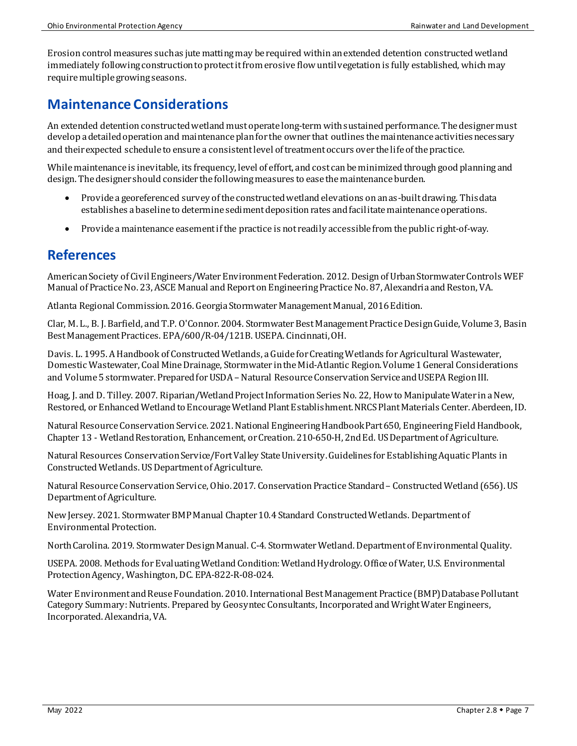Erosion control measures such as jute matting may be required within an extended detention constructed wetland immediately following construction to protect it from erosive flow until vegetation is fully established, which may require multiple growing seasons.

## Maintenance Considerations

An extended detention constructed wetland must operate long-term with sustained performance. The designer must develop a detailed operation and maintenance plan for the owner that outlines the maintenance activities necessary and their expected schedule to ensure a consistent level of treatment occurs over the life of the practice.

While maintenance is inevitable, its frequency, level of effort, and cost can be minimized through good planning and design. The designer should consider the following measures to ease the maintenance burden.

- Provide a georeferenced survey of the constructed wetland elevations on an as-built drawing. This data establishes a baseline to determine sediment deposition rates and facilitate maintenance operations.
- Provide a maintenance easement if the practice is not readily accessible from the public right-of-way.

## References

American Society of Civil Engineers/Water Environment Federation. 2012. Design of Urban Stormwater Controls WEF Manual of Practice No. 23, ASCE Manual and Report on Engineering Practice No. 87, Alexandria and Reston, VA.

Atlanta Regional Commission. 2016. Georgia Stormwater Management Manual, 2016 Edition.

Clar, M. L., B. J. Barfield, and T.P. O'Connor. 2004. Stormwater Best Management Practice Design Guide, Volume 3, Basin Best Management Practices. EPA/600/R-04/121B. USEPA. Cincinnati, OH.

Davis. L. 1995. A Handbook of Constructed Wetlands, a Guide for Creating Wetlands for Agricultural Wastewater, Domestic Wastewater, Coal Mine Drainage, Stormwater in the Mid-Atlantic Region. Volume 1 General Considerations and Volume 5 stormwater. Prepared for USDA – Natural Resource Conservation Service and USEPA Region III.

Hoag, J. and D. Tilley. 2007. Riparian/Wetland Project Information Series No. 22, How to Manipulate Water in a New, Restored, or Enhanced Wetland to Encourage Wetland Plant Establishment. NRCS Plant Materials Center. Aberdeen, ID.

Natural Resource Conservation Service. 2021. National Engineering Handbook Part 650, Engineering Field Handbook, Chapter 13 - Wetland Restoration, Enhancement, or Creation. 210-650-H, 2nd Ed. US Department of Agriculture.

Natural Resources Conservation Service/Fort Valley State University. Guidelines for Establishing Aquatic Plants in Constructed Wetlands. US Department of Agriculture.

Natural Resource Conservation Service, Ohio. 2017. Conservation Practice Standard – Constructed Wetland (656). US Department of Agriculture.

New Jersey. 2021. Stormwater BMP Manual Chapter 10.4 Standard Constructed Wetlands. Department of Environmental Protection.

North Carolina. 2019. Stormwater Design Manual. C-4. Stormwater Wetland. Department of Environmental Quality.

USEPA. 2008. Methods for Evaluating Wetland Condition: Wetland Hydrology. Office of Water, U.S. Environmental Protection Agency, Washington, DC. EPA-822-R-08-024.

Water Environment and Reuse Foundation. 2010. International Best Management Practice (BMP) Database Pollutant Category Summary: Nutrients. Prepared by Geosyntec Consultants, Incorporated and Wright Water Engineers, Incorporated. Alexandria, VA.